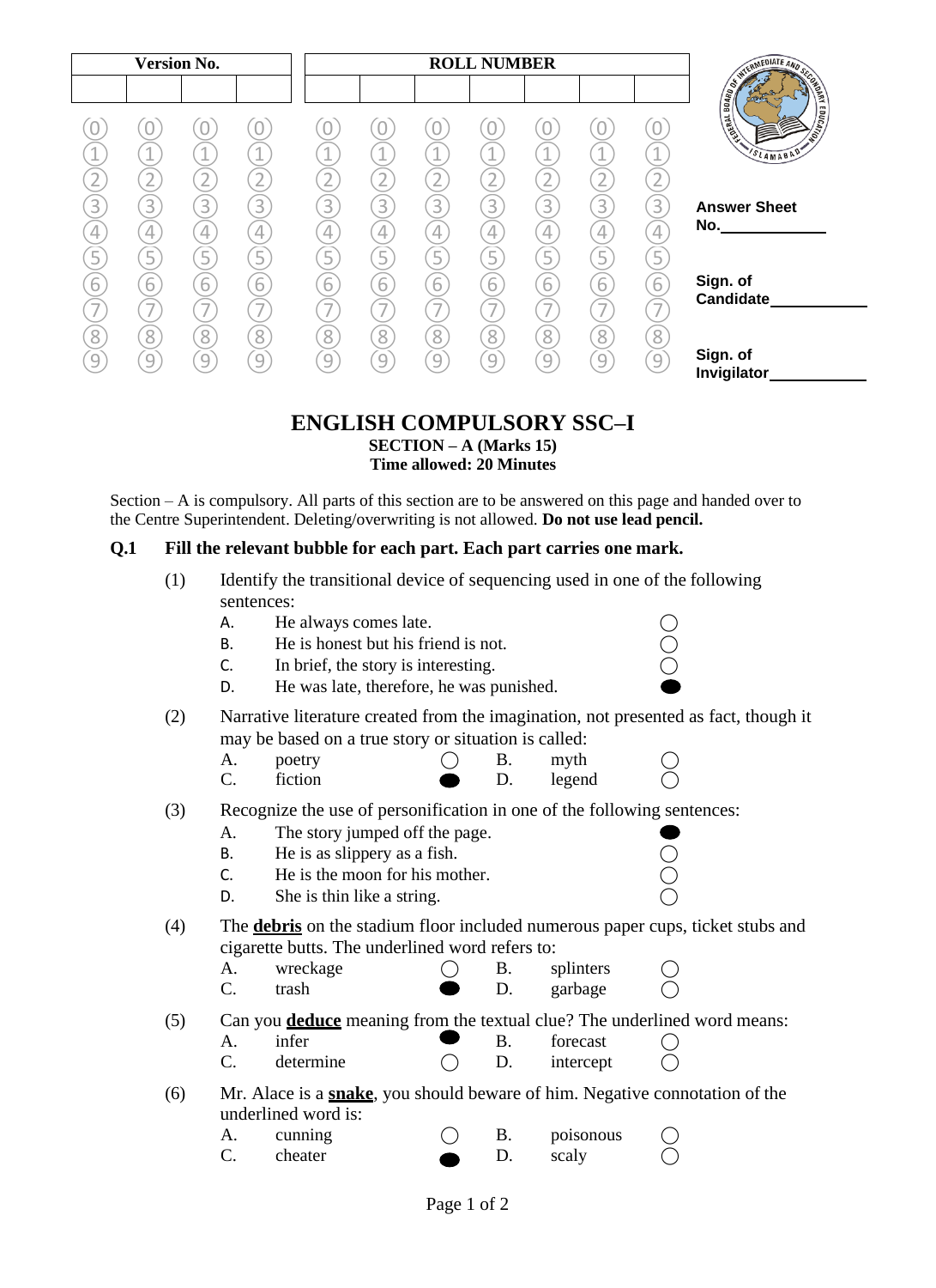| Version No. | | | | ROLL NUMBER | | | | | | |
|---|---|---|---|---|---|---|---|---|---|---|
| | | | | | | | | | | |

Answer Sheet No.\_\_\_\_\_\_\_\_\_\_\_\_

Sign. of Candidate\_\_\_\_\_\_\_\_\_\_\_\_

Sign. of Invigilator\_\_\_\_\_\_\_\_\_\_\_\_

# ENGLISH COMPULSORY SSC–I

**SECTION – A (Marks 15)**
**Time allowed: 20 Minutes**

Section – A is compulsory. All parts of this section are to be answered on this page and handed over to the Centre Superintendent. Deleting/overwriting is not allowed. **Do not use lead pencil.**

**Q.1 Fill the relevant bubble for each part. Each part carries one mark.**

(1) Identify the transitional device of sequencing used in one of the following sentences:

- A. He always comes late. ○
- B. He is honest but his friend is not. ○
- C. In brief, the story is interesting. ○
- D. He was late, therefore, he was punished. ●

(2) Narrative literature created from the imagination, not presented as fact, though it may be based on a true story or situation is called:

- A. poetry ○
- B. myth ○
- C. fiction ●
- D. legend ○

(3) Recognize the use of personification in one of the following sentences:

- A. The story jumped off the page. ●
- B. He is as slippery as a fish. ○
- C. He is the moon for his mother. ○
- D. She is thin like a string. ○

(4) The **debris** on the stadium floor included numerous paper cups, ticket stubs and cigarette butts. The underlined word refers to:

- A. wreckage ○
- B. splinters ○
- C. trash ●
- D. garbage ○

(5) Can you **deduce** meaning from the textual clue? The underlined word means:

- A. infer ●
- B. forecast ○
- C. determine ○
- D. intercept ○

(6) Mr. Alace is a **snake**, you should beware of him. Negative connotation of the underlined word is:

- A. cunning ○
- B. poisonous ○
- C. cheater ●
- D. scaly ○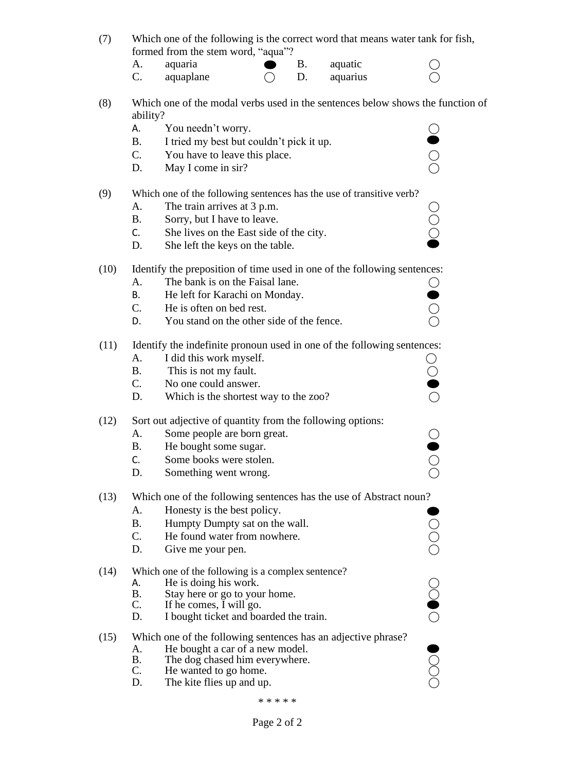(7) Which one of the following is the correct word that means water tank for fish, formed from the stem word, "aqua"?

| | | | | | |
|---|---|---|---|---|---|
| A. | aquaria | ● | B. | aquatic | ○ |
| C. | aquaplane | ○ | D. | aquarius | ○ |

(8) Which one of the modal verbs used in the sentences below shows the function of ability?

- A. You needn't worry. ○
- B. I tried my best but couldn't pick it up. ●
- C. You have to leave this place. ○
- D. May I come in sir? ○

(9) Which one of the following sentences has the use of transitive verb?

- A. The train arrives at 3 p.m. ○
- B. Sorry, but I have to leave. ○
- C. She lives on the East side of the city. ○
- D. She left the keys on the table. ●

(10) Identify the preposition of time used in one of the following sentences:

- A. The bank is on the Faisal lane. ○
- B. He left for Karachi on Monday. ●
- C. He is often on bed rest. ○
- D. You stand on the other side of the fence. ○

(11) Identify the indefinite pronoun used in one of the following sentences:

- A. I did this work myself. ○
- B. This is not my fault. ○
- C. No one could answer. ●
- D. Which is the shortest way to the zoo? ○

(12) Sort out adjective of quantity from the following options:

- A. Some people are born great. ○
- B. He bought some sugar. ●
- C. Some books were stolen. ○
- D. Something went wrong. ○

(13) Which one of the following sentences has the use of Abstract noun?

- A. Honesty is the best policy. ●
- B. Humpty Dumpty sat on the wall. ○
- C. He found water from nowhere. ○
- D. Give me your pen. ○

(14) Which one of the following is a complex sentence?

- A. He is doing his work. ○
- B. Stay here or go to your home. ○
- C. If he comes, I will go. ●
- D. I bought ticket and boarded the train. ○

(15) Which one of the following sentences has an adjective phrase?

- A. He bought a car of a new model. ●
- B. The dog chased him everywhere. ○
- C. He wanted to go home. ○
- D. The kite flies up and up. ○

\* \* \* \* \*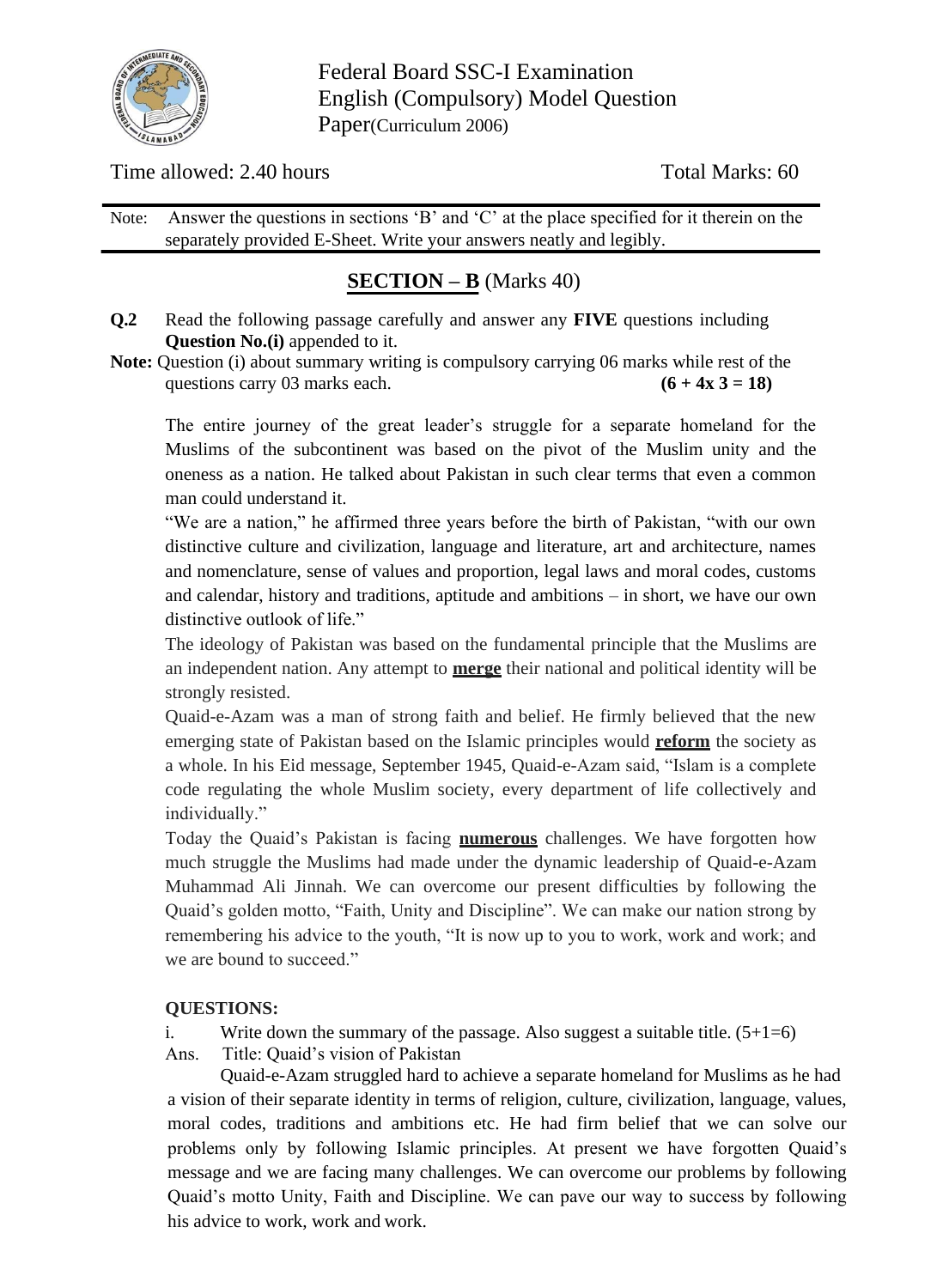Federal Board SSC-I Examination
English (Compulsory) Model Question Paper(Curriculum 2006)

Time allowed: 2.40 hours | Total Marks: 60

Note: Answer the questions in sections 'B' and 'C' at the place specified for it therein on the separately provided E-Sheet. Write your answers neatly and legibly.

## SECTION – B (Marks 40)

**Q.2** Read the following passage carefully and answer any **FIVE** questions including **Question No.(i)** appended to it.

**Note:** Question (i) about summary writing is compulsory carrying 06 marks while rest of the questions carry 03 marks each. **(6 + 4x 3 = 18)**

The entire journey of the great leader's struggle for a separate homeland for the Muslims of the subcontinent was based on the pivot of the Muslim unity and the oneness as a nation. He talked about Pakistan in such clear terms that even a common man could understand it.

"We are a nation," he affirmed three years before the birth of Pakistan, "with our own distinctive culture and civilization, language and literature, art and architecture, names and nomenclature, sense of values and proportion, legal laws and moral codes, customs and calendar, history and traditions, aptitude and ambitions – in short, we have our own distinctive outlook of life."

The ideology of Pakistan was based on the fundamental principle that the Muslims are an independent nation. Any attempt to **merge** their national and political identity will be strongly resisted.

Quaid-e-Azam was a man of strong faith and belief. He firmly believed that the new emerging state of Pakistan based on the Islamic principles would **reform** the society as a whole. In his Eid message, September 1945, Quaid-e-Azam said, "Islam is a complete code regulating the whole Muslim society, every department of life collectively and individually."

Today the Quaid's Pakistan is facing **numerous** challenges. We have forgotten how much struggle the Muslims had made under the dynamic leadership of Quaid-e-Azam Muhammad Ali Jinnah. We can overcome our present difficulties by following the Quaid's golden motto, "Faith, Unity and Discipline". We can make our nation strong by remembering his advice to the youth, "It is now up to you to work, work and work; and we are bound to succeed."

**QUESTIONS:**

i. Write down the summary of the passage. Also suggest a suitable title. (5+1=6)

Ans. Title: Quaid's vision of Pakistan

Quaid-e-Azam struggled hard to achieve a separate homeland for Muslims as he had a vision of their separate identity in terms of religion, culture, civilization, language, values, moral codes, traditions and ambitions etc. He had firm belief that we can solve our problems only by following Islamic principles. At present we have forgotten Quaid's message and we are facing many challenges. We can overcome our problems by following Quaid's motto Unity, Faith and Discipline. We can pave our way to success by following his advice to work, work and work.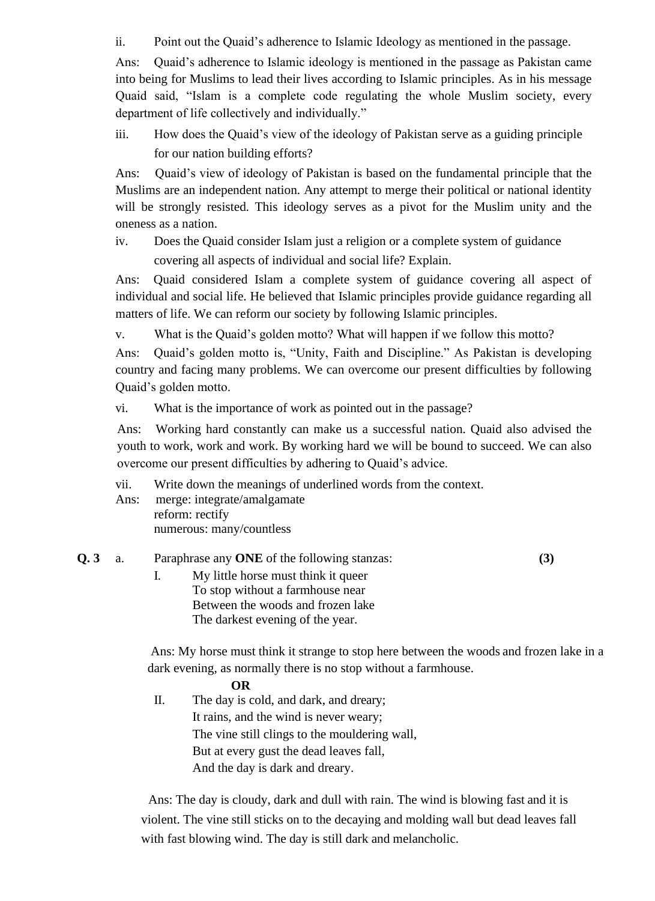ii. Point out the Quaid's adherence to Islamic Ideology as mentioned in the passage.

Ans: Quaid's adherence to Islamic ideology is mentioned in the passage as Pakistan came into being for Muslims to lead their lives according to Islamic principles. As in his message Quaid said, "Islam is a complete code regulating the whole Muslim society, every department of life collectively and individually."

iii. How does the Quaid's view of the ideology of Pakistan serve as a guiding principle for our nation building efforts?

Ans: Quaid's view of ideology of Pakistan is based on the fundamental principle that the Muslims are an independent nation. Any attempt to merge their political or national identity will be strongly resisted. This ideology serves as a pivot for the Muslim unity and the oneness as a nation.

iv. Does the Quaid consider Islam just a religion or a complete system of guidance covering all aspects of individual and social life? Explain.

Ans: Quaid considered Islam a complete system of guidance covering all aspect of individual and social life. He believed that Islamic principles provide guidance regarding all matters of life. We can reform our society by following Islamic principles.

v. What is the Quaid's golden motto? What will happen if we follow this motto?

Ans: Quaid's golden motto is, "Unity, Faith and Discipline." As Pakistan is developing country and facing many problems. We can overcome our present difficulties by following Quaid's golden motto.

vi. What is the importance of work as pointed out in the passage?

Ans: Working hard constantly can make us a successful nation. Quaid also advised the youth to work, work and work. By working hard we will be bound to succeed. We can also overcome our present difficulties by adhering to Quaid's advice.

vii. Write down the meanings of underlined words from the context.

Ans: merge: integrate/amalgamate
reform: rectify
numerous: many/countless

**Q. 3** a. Paraphrase any **ONE** of the following stanzas: **(3)**

I. My little horse must think it queer
To stop without a farmhouse near
Between the woods and frozen lake
The darkest evening of the year.

Ans: My horse must think it strange to stop here between the woods and frozen lake in a dark evening, as normally there is no stop without a farmhouse.

**OR**

II. The day is cold, and dark, and dreary;
It rains, and the wind is never weary;
The vine still clings to the mouldering wall,
But at every gust the dead leaves fall,
And the day is dark and dreary.

Ans: The day is cloudy, dark and dull with rain. The wind is blowing fast and it is violent. The vine still sticks on to the decaying and molding wall but dead leaves fall with fast blowing wind. The day is still dark and melancholic.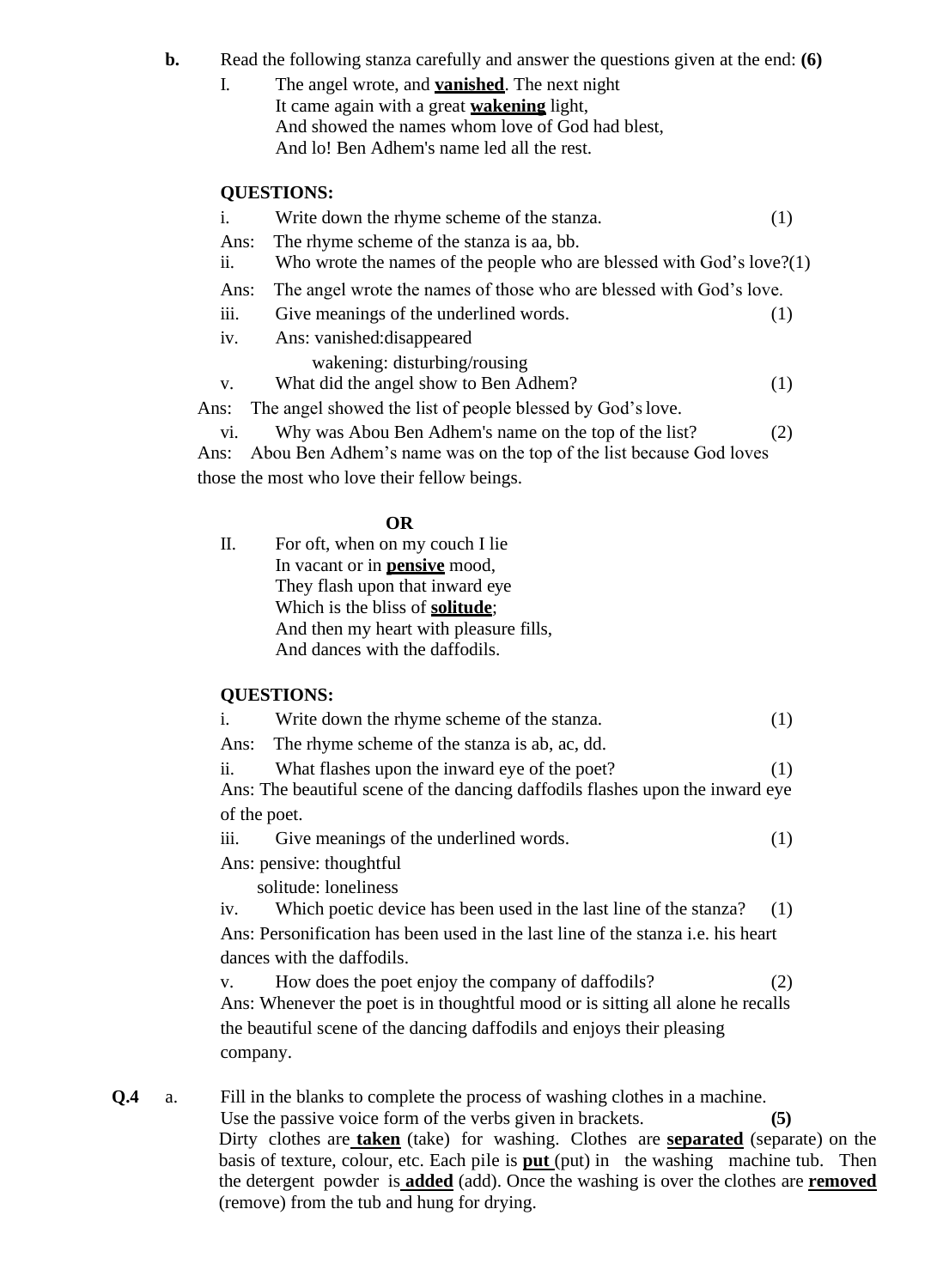**b.** Read the following stanza carefully and answer the questions given at the end: **(6)**

I. The angel wrote, and **<u>vanished</u>**. The next night
It came again with a great **<u>wakening</u>** light,
And showed the names whom love of God had blest,
And lo! Ben Adhem's name led all the rest.

**QUESTIONS:**

i. Write down the rhyme scheme of the stanza. (1)

Ans: The rhyme scheme of the stanza is aa, bb.

ii. Who wrote the names of the people who are blessed with God's love?(1)

Ans: The angel wrote the names of those who are blessed with God's love.

iii. Give meanings of the underlined words. (1)

iv. Ans: vanished:disappeared
wakening: disturbing/rousing

v. What did the angel show to Ben Adhem? (1)

Ans: The angel showed the list of people blessed by God's love.

vi. Why was Abou Ben Adhem's name on the top of the list? (2)

Ans: Abou Ben Adhem's name was on the top of the list because God loves those the most who love their fellow beings.

**OR**

II. For oft, when on my couch I lie
In vacant or in **<u>pensive</u>** mood,
They flash upon that inward eye
Which is the bliss of **<u>solitude</u>**;
And then my heart with pleasure fills,
And dances with the daffodils.

**QUESTIONS:**

i. Write down the rhyme scheme of the stanza. (1)

Ans: The rhyme scheme of the stanza is ab, ac, dd.

ii. What flashes upon the inward eye of the poet? (1)

Ans: The beautiful scene of the dancing daffodils flashes upon the inward eye of the poet.

iii. Give meanings of the underlined words. (1)

Ans: pensive: thoughtful
solitude: loneliness

iv. Which poetic device has been used in the last line of the stanza? (1)

Ans: Personification has been used in the last line of the stanza i.e. his heart dances with the daffodils.

v. How does the poet enjoy the company of daffodils? (2)

Ans: Whenever the poet is in thoughtful mood or is sitting all alone he recalls the beautiful scene of the dancing daffodils and enjoys their pleasing company.

**Q.4** a. Fill in the blanks to complete the process of washing clothes in a machine. Use the passive voice form of the verbs given in brackets. **(5)**

Dirty clothes are **<u>taken</u>** (take) for washing. Clothes are **<u>separated</u>** (separate) on the basis of texture, colour, etc. Each pile is **<u>put</u>** (put) in the washing machine tub. Then the detergent powder is **<u>added</u>** (add). Once the washing is over the clothes are **<u>removed</u>** (remove) from the tub and hung for drying.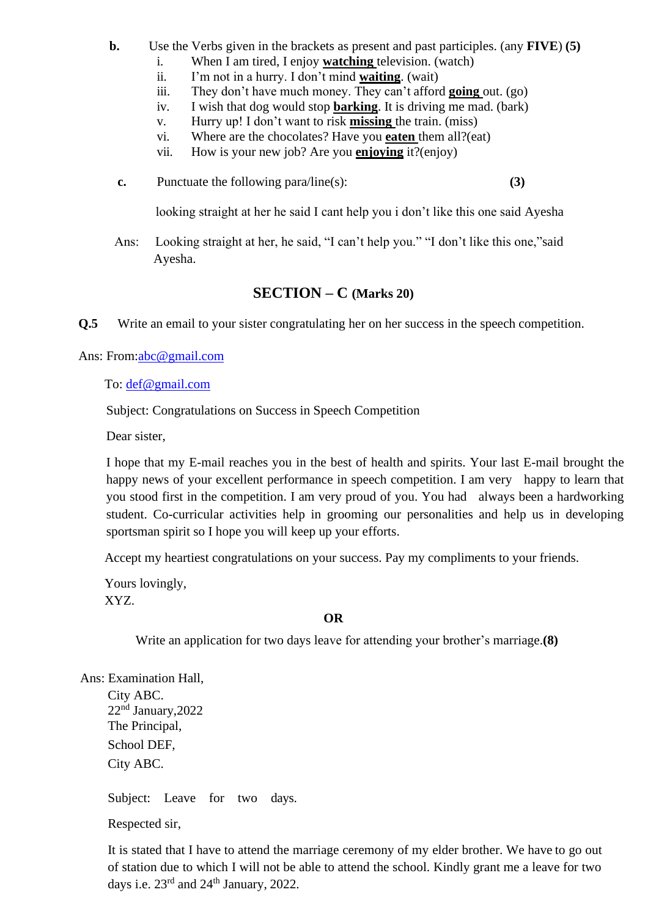**b.** Use the Verbs given in the brackets as present and past participles. (any **FIVE**) **(5)**

i. When I am tired, I enjoy **watching** television. (watch)
ii. I'm not in a hurry. I don't mind **waiting**. (wait)
iii. They don't have much money. They can't afford **going** out. (go)
iv. I wish that dog would stop **barking**. It is driving me mad. (bark)
v. Hurry up! I don't want to risk **missing** the train. (miss)
vi. Where are the chocolates? Have you **eaten** them all?(eat)
vii. How is your new job? Are you **enjoying** it?(enjoy)

**c.** Punctuate the following para/line(s): **(3)**

looking straight at her he said I cant help you i don't like this one said Ayesha

Ans: Looking straight at her, he said, "I can't help you." "I don't like this one,"said Ayesha.

## SECTION – C (Marks 20)

**Q.5** Write an email to your sister congratulating her on her success in the speech competition.

Ans: From:abc@gmail.com

To: def@gmail.com

Subject: Congratulations on Success in Speech Competition

Dear sister,

I hope that my E-mail reaches you in the best of health and spirits. Your last E-mail brought the happy news of your excellent performance in speech competition. I am very happy to learn that you stood first in the competition. I am very proud of you. You had always been a hardworking student. Co-curricular activities help in grooming our personalities and help us in developing sportsman spirit so I hope you will keep up your efforts.

Accept my heartiest congratulations on your success. Pay my compliments to your friends.

Yours lovingly,
XYZ.

**OR**

Write an application for two days leave for attending your brother's marriage.**(8)**

Ans: Examination Hall,
City ABC.
22nd January,2022
The Principal,
School DEF,
City ABC.

Subject: Leave for two days.

Respected sir,

It is stated that I have to attend the marriage ceremony of my elder brother. We have to go out of station due to which I will not be able to attend the school. Kindly grant me a leave for two days i.e. 23rd and 24th January, 2022.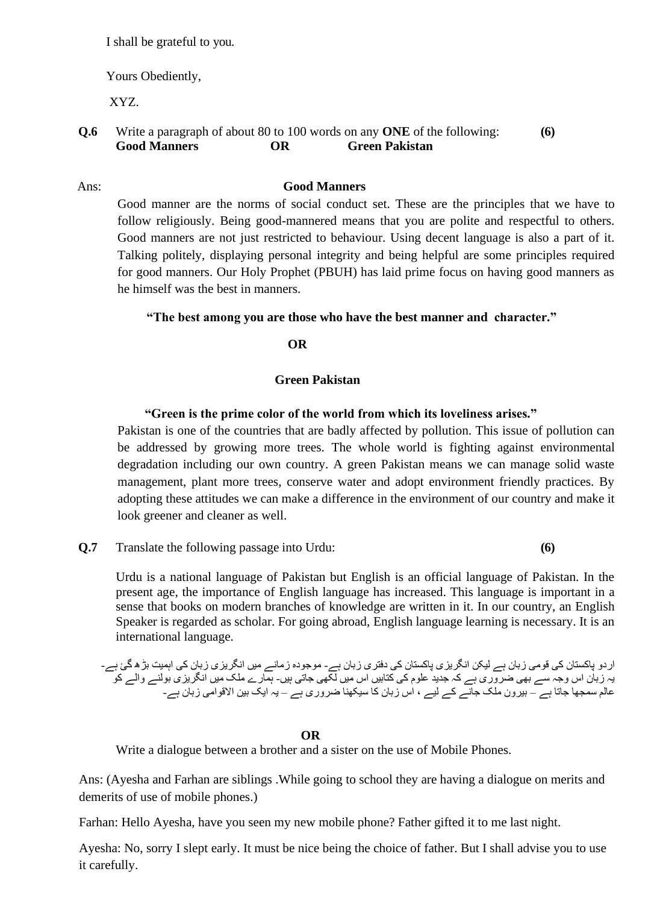I shall be grateful to you.

Yours Obediently,

XYZ.

**Q.6** Write a paragraph of about 80 to 100 words on any **ONE** of the following: **(6)**
**Good Manners** **OR** **Green Pakistan**

Ans: **Good Manners**

Good manner are the norms of social conduct set. These are the principles that we have to follow religiously. Being good-mannered means that you are polite and respectful to others. Good manners are not just restricted to behaviour. Using decent language is also a part of it. Talking politely, displaying personal integrity and being helpful are some principles required for good manners. Our Holy Prophet (PBUH) has laid prime focus on having good manners as he himself was the best in manners.

**"The best among you are those who have the best manner and character."**

**OR**

**Green Pakistan**

**"Green is the prime color of the world from which its loveliness arises."**

Pakistan is one of the countries that are badly affected by pollution. This issue of pollution can be addressed by growing more trees. The whole world is fighting against environmental degradation including our own country. A green Pakistan means we can manage solid waste management, plant more trees, conserve water and adopt environment friendly practices. By adopting these attitudes we can make a difference in the environment of our country and make it look greener and cleaner as well.

**Q.7** Translate the following passage into Urdu: **(6)**

Urdu is a national language of Pakistan but English is an official language of Pakistan. In the present age, the importance of English language has increased. This language is important in a sense that books on modern branches of knowledge are written in it. In our country, an English Speaker is regarded as scholar. For going abroad, English language learning is necessary. It is an international language.

اردو پاکستان کی قومی زبان ہے لیکن انگریزی پاکستان کی دفتری زبان ہے- موجودہ زمانے میں انگریزی زبان کی اہمیت بڑھ گئ ہے- یہ زبان اس وجہ سے بھی ضروری ہے کہ جدید علوم کی کتابیں اس میں لکھی جاتی ہیں- ہمارے ملک میں انگریزی بولنے والے کو عالم سمجھا جاتا ہے – بیرون ملک جانے کے لیے ، اس زبان کا سیکھنا ضروری ہے – یہ ایک بین الاقوامی زبان ہے-

**OR**

Write a dialogue between a brother and a sister on the use of Mobile Phones.

Ans: (Ayesha and Farhan are siblings .While going to school they are having a dialogue on merits and demerits of use of mobile phones.)

Farhan: Hello Ayesha, have you seen my new mobile phone? Father gifted it to me last night.

Ayesha: No, sorry I slept early. It must be nice being the choice of father. But I shall advise you to use it carefully.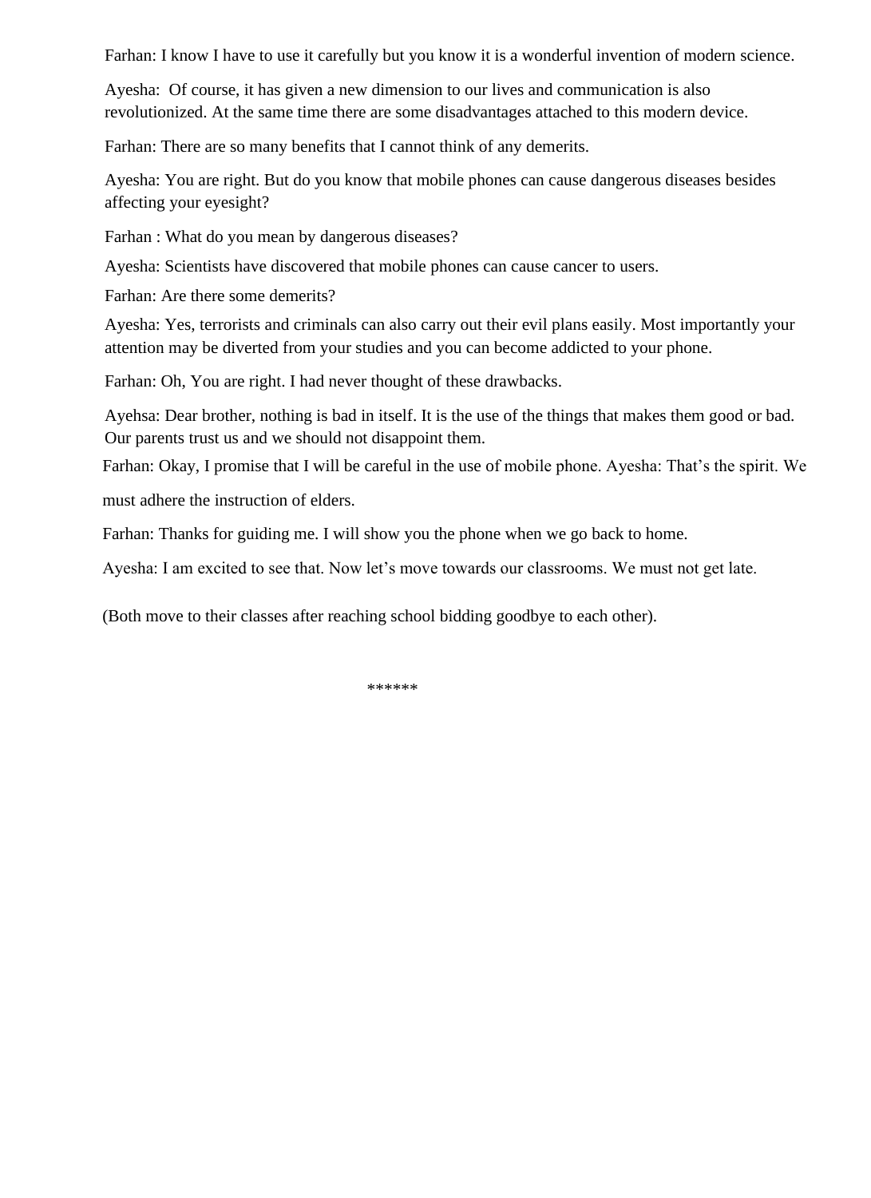Farhan: I know I have to use it carefully but you know it is a wonderful invention of modern science.

Ayesha: Of course, it has given a new dimension to our lives and communication is also revolutionized. At the same time there are some disadvantages attached to this modern device.

Farhan: There are so many benefits that I cannot think of any demerits.

Ayesha: You are right. But do you know that mobile phones can cause dangerous diseases besides affecting your eyesight?

Farhan : What do you mean by dangerous diseases?

Ayesha: Scientists have discovered that mobile phones can cause cancer to users.

Farhan: Are there some demerits?

Ayesha: Yes, terrorists and criminals can also carry out their evil plans easily. Most importantly your attention may be diverted from your studies and you can become addicted to your phone.

Farhan: Oh, You are right. I had never thought of these drawbacks.

Ayehsa: Dear brother, nothing is bad in itself. It is the use of the things that makes them good or bad. Our parents trust us and we should not disappoint them.

Farhan: Okay, I promise that I will be careful in the use of mobile phone. Ayesha: That's the spirit. We must adhere the instruction of elders.

Farhan: Thanks for guiding me. I will show you the phone when we go back to home.

Ayesha: I am excited to see that. Now let's move towards our classrooms. We must not get late.

(Both move to their classes after reaching school bidding goodbye to each other).

******